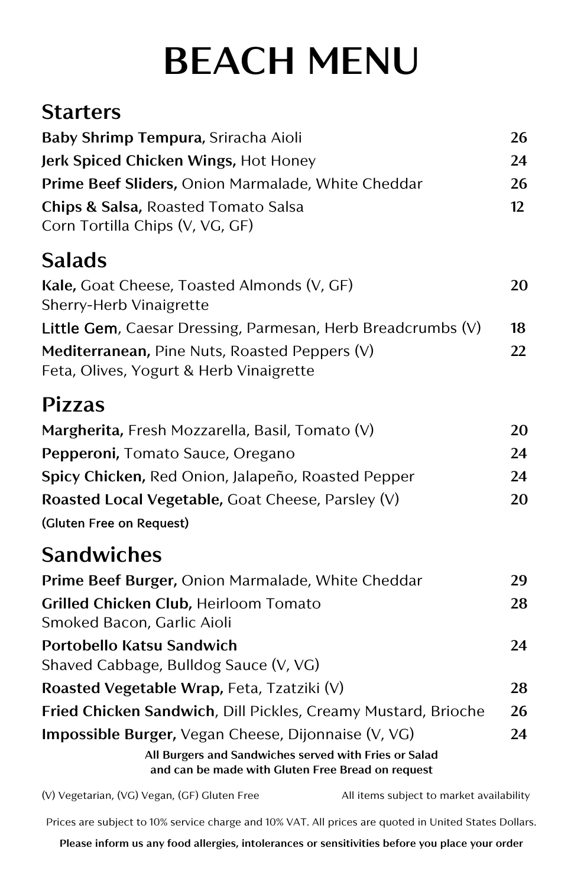# BEACH MENU

## Starters

| Item | Price |
|---|---|
| **Baby Shrimp Tempura,** Sriracha Aioli | 26 |
| **Jerk Spiced Chicken Wings,** Hot Honey | 24 |
| **Prime Beef Sliders,** Onion Marmalade, White Cheddar | 26 |
| **Chips & Salsa,** Roasted Tomato Salsa Corn Tortilla Chips (V, VG, GF) | 12 |

## Salads

| Item | Price |
|---|---|
| **Kale,** Goat Cheese, Toasted Almonds (V, GF) Sherry-Herb Vinaigrette | 20 |
| **Little Gem**, Caesar Dressing, Parmesan, Herb Breadcrumbs (V) | 18 |
| **Mediterranean,** Pine Nuts, Roasted Peppers (V) Feta, Olives, Yogurt & Herb Vinaigrette | 22 |

## Pizzas

| Item | Price |
|---|---|
| **Margherita,** Fresh Mozzarella, Basil, Tomato (V) | 20 |
| **Pepperoni,** Tomato Sauce, Oregano | 24 |
| **Spicy Chicken,** Red Onion, Jalapeño, Roasted Pepper | 24 |
| **Roasted Local Vegetable,** Goat Cheese, Parsley (V) | 20 |

**(Gluten Free on Request)**

## Sandwiches

| Item | Price |
|---|---|
| **Prime Beef Burger,** Onion Marmalade, White Cheddar | 29 |
| **Grilled Chicken Club,** Heirloom Tomato Smoked Bacon, Garlic Aioli | 28 |
| **Portobello Katsu Sandwich** Shaved Cabbage, Bulldog Sauce (V, VG) | 24 |
| **Roasted Vegetable Wrap,** Feta, Tzatziki (V) | 28 |
| **Fried Chicken Sandwich**, Dill Pickles, Creamy Mustard, Brioche | 26 |
| **Impossible Burger,** Vegan Cheese, Dijonnaise (V, VG) | 24 |

**All Burgers and Sandwiches served with Fries or Salad and can be made with Gluten Free Bread on request**

(V) Vegetarian, (VG) Vegan, (GF) Gluten Free

All items subject to market availability

Prices are subject to 10% service charge and 10% VAT. All prices are quoted in United States Dollars.

**Please inform us any food allergies, intolerances or sensitivities before you place your order**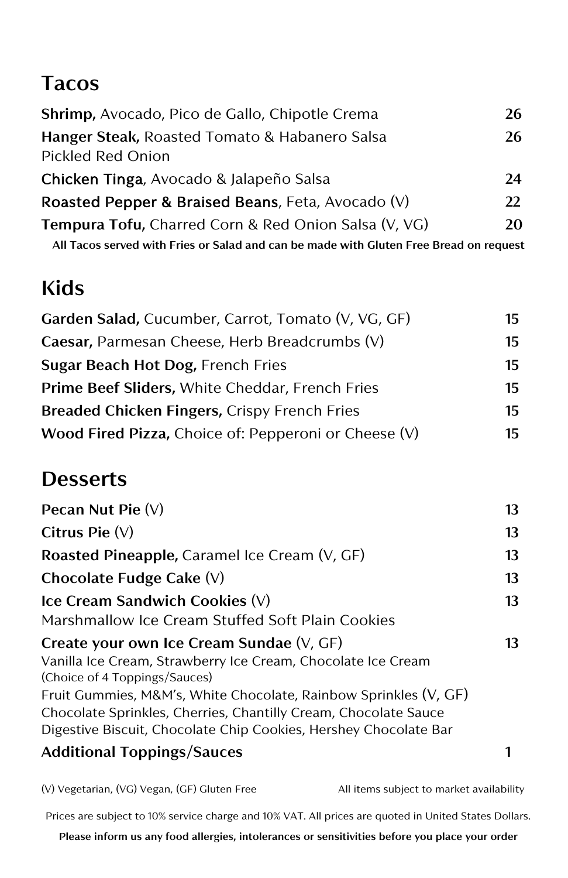## Tacos

| | |
|---|---|
| **Shrimp,** Avocado, Pico de Gallo, Chipotle Crema | 26 |
| **Hanger Steak,** Roasted Tomato & Habanero Salsa Pickled Red Onion | 26 |
| **Chicken Tinga**, Avocado & Jalapeño Salsa | 24 |
| **Roasted Pepper & Braised Beans**, Feta, Avocado (V) | 22 |
| **Tempura Tofu,** Charred Corn & Red Onion Salsa (V, VG) | 20 |

**All Tacos served with Fries or Salad and can be made with Gluten Free Bread on request**

## Kids

| | |
|---|---|
| **Garden Salad,** Cucumber, Carrot, Tomato (V, VG, GF) | 15 |
| **Caesar,** Parmesan Cheese, Herb Breadcrumbs (V) | 15 |
| **Sugar Beach Hot Dog,** French Fries | 15 |
| **Prime Beef Sliders,** White Cheddar, French Fries | 15 |
| **Breaded Chicken Fingers,** Crispy French Fries | 15 |
| **Wood Fired Pizza,** Choice of: Pepperoni or Cheese (V) | 15 |

## Desserts

| | |
|---|---|
| **Pecan Nut Pie** (V) | 13 |
| **Citrus Pie** (V) | 13 |
| **Roasted Pineapple,** Caramel Ice Cream (V, GF) | 13 |
| **Chocolate Fudge Cake** (V) | 13 |
| **Ice Cream Sandwich Cookies** (V) Marshmallow Ice Cream Stuffed Soft Plain Cookies | 13 |
| **Create your own Ice Cream Sundae** (V, GF) | 13 |

Vanilla Ice Cream, Strawberry Ice Cream, Chocolate Ice Cream
(Choice of 4 Toppings/Sauces)
Fruit Gummies, M&M's, White Chocolate, Rainbow Sprinkles (V, GF)
Chocolate Sprinkles, Cherries, Chantilly Cream, Chocolate Sauce
Digestive Biscuit, Chocolate Chip Cookies, Hershey Chocolate Bar

**Additional Toppings/Sauces** 1

(V) Vegetarian, (VG) Vegan, (GF) Gluten Free

All items subject to market availability

Prices are subject to 10% service charge and 10% VAT. All prices are quoted in United States Dollars.

**Please inform us any food allergies, intolerances or sensitivities before you place your order**